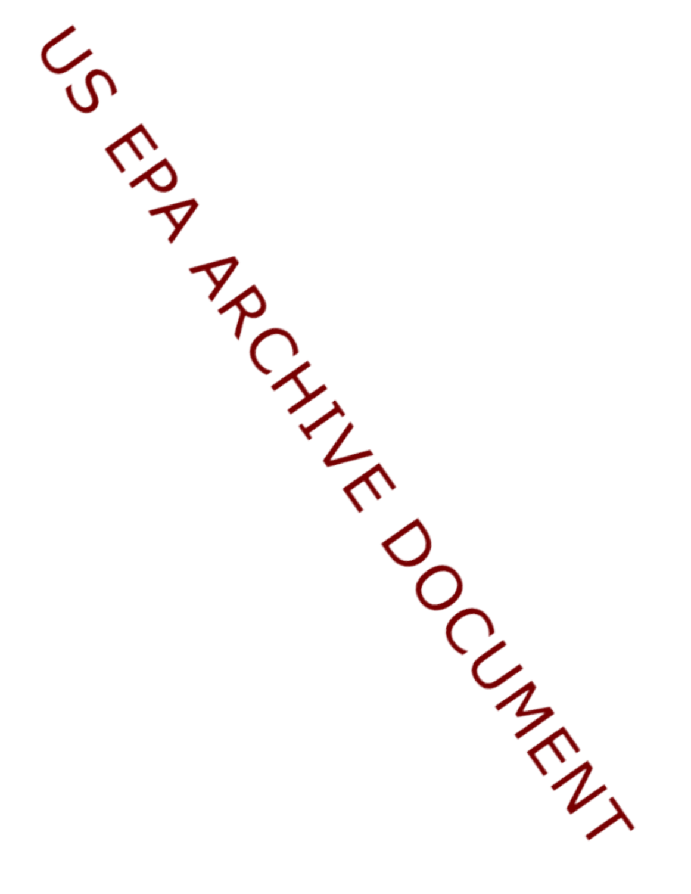US EPA ARCHIVE DOCUMENT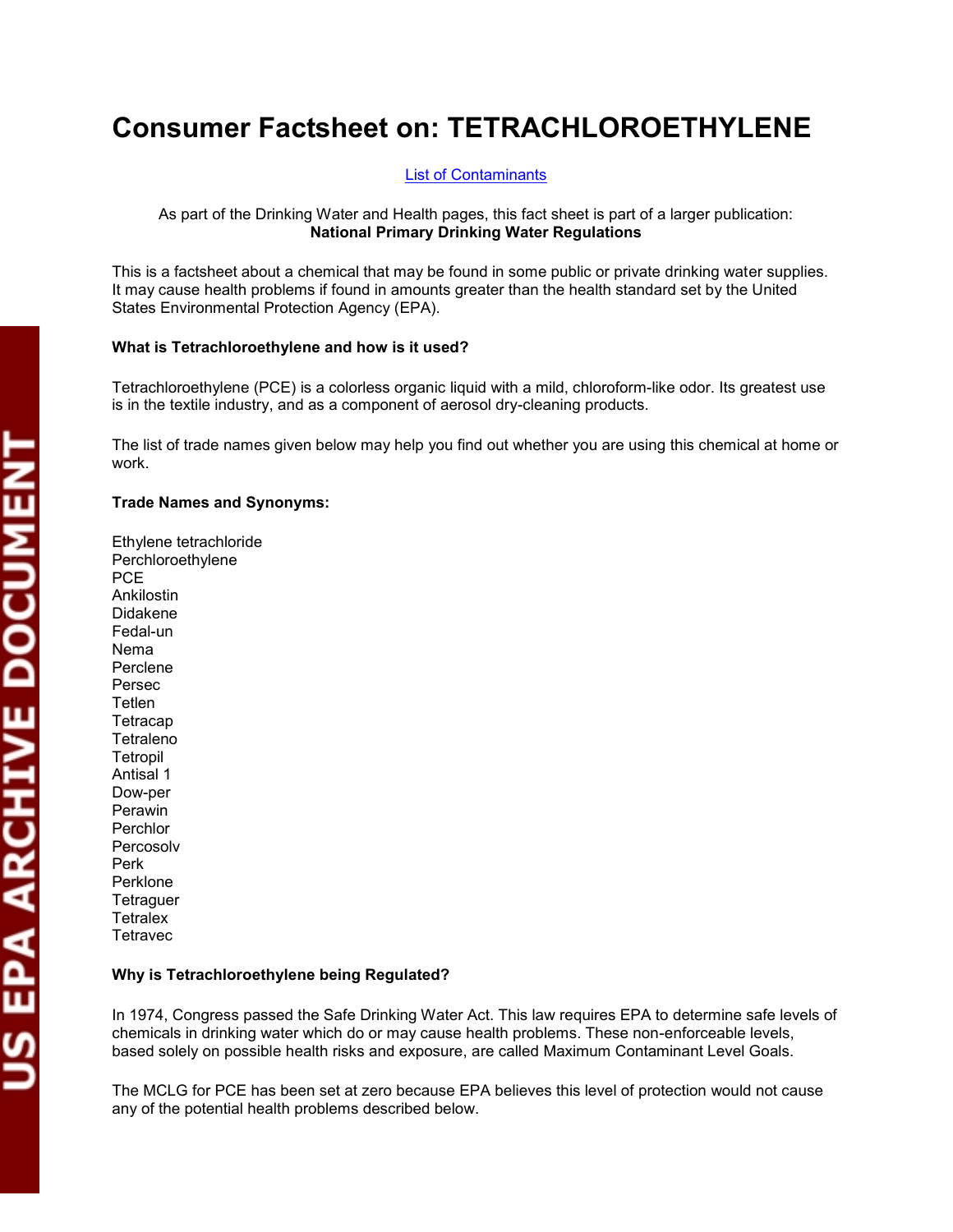# Consumer Factsheet on: TETRACHLOROETHYLENE

List of Contaminants

As part of the Drinking Water and Health pages, this fact sheet is part of a larger publication:
**National Primary Drinking Water Regulations**

This is a factsheet about a chemical that may be found in some public or private drinking water supplies. It may cause health problems if found in amounts greater than the health standard set by the United States Environmental Protection Agency (EPA).

**What is Tetrachloroethylene and how is it used?**

Tetrachloroethylene (PCE) is a colorless organic liquid with a mild, chloroform-like odor. Its greatest use is in the textile industry, and as a component of aerosol dry-cleaning products.

The list of trade names given below may help you find out whether you are using this chemical at home or work.

**Trade Names and Synonyms:**

Ethylene tetrachloride
Perchloroethylene
PCE
Ankilostin
Didakene
Fedal-un
Nema
Perclene
Persec
Tetlen
Tetracap
Tetraleno
Tetropil
Antisal 1
Dow-per
Perawin
Perchlor
Percosolv
Perk
Perklone
Tetraguer
Tetralex
Tetravec

**Why is Tetrachloroethylene being Regulated?**

In 1974, Congress passed the Safe Drinking Water Act. This law requires EPA to determine safe levels of chemicals in drinking water which do or may cause health problems. These non-enforceable levels, based solely on possible health risks and exposure, are called Maximum Contaminant Level Goals.

The MCLG for PCE has been set at zero because EPA believes this level of protection would not cause any of the potential health problems described below.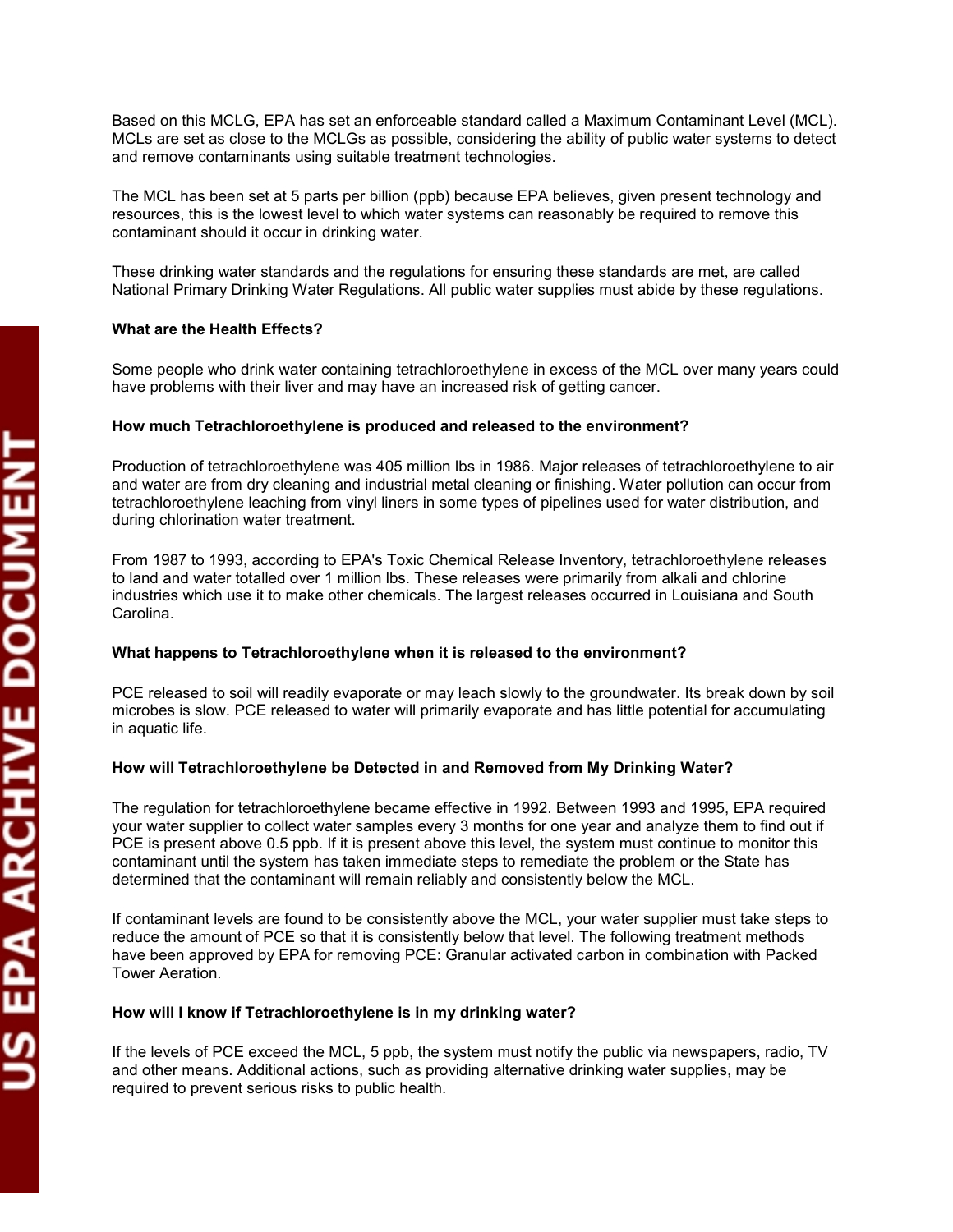Based on this MCLG, EPA has set an enforceable standard called a Maximum Contaminant Level (MCL). MCLs are set as close to the MCLGs as possible, considering the ability of public water systems to detect and remove contaminants using suitable treatment technologies.

The MCL has been set at 5 parts per billion (ppb) because EPA believes, given present technology and resources, this is the lowest level to which water systems can reasonably be required to remove this contaminant should it occur in drinking water.

These drinking water standards and the regulations for ensuring these standards are met, are called National Primary Drinking Water Regulations. All public water supplies must abide by these regulations.

**What are the Health Effects?**

Some people who drink water containing tetrachloroethylene in excess of the MCL over many years could have problems with their liver and may have an increased risk of getting cancer.

**How much Tetrachloroethylene is produced and released to the environment?**

Production of tetrachloroethylene was 405 million lbs in 1986. Major releases of tetrachloroethylene to air and water are from dry cleaning and industrial metal cleaning or finishing. Water pollution can occur from tetrachloroethylene leaching from vinyl liners in some types of pipelines used for water distribution, and during chlorination water treatment.

From 1987 to 1993, according to EPA's Toxic Chemical Release Inventory, tetrachloroethylene releases to land and water totalled over 1 million lbs. These releases were primarily from alkali and chlorine industries which use it to make other chemicals. The largest releases occurred in Louisiana and South Carolina.

**What happens to Tetrachloroethylene when it is released to the environment?**

PCE released to soil will readily evaporate or may leach slowly to the groundwater. Its break down by soil microbes is slow. PCE released to water will primarily evaporate and has little potential for accumulating in aquatic life.

**How will Tetrachloroethylene be Detected in and Removed from My Drinking Water?**

The regulation for tetrachloroethylene became effective in 1992. Between 1993 and 1995, EPA required your water supplier to collect water samples every 3 months for one year and analyze them to find out if PCE is present above 0.5 ppb. If it is present above this level, the system must continue to monitor this contaminant until the system has taken immediate steps to remediate the problem or the State has determined that the contaminant will remain reliably and consistently below the MCL.

If contaminant levels are found to be consistently above the MCL, your water supplier must take steps to reduce the amount of PCE so that it is consistently below that level. The following treatment methods have been approved by EPA for removing PCE: Granular activated carbon in combination with Packed Tower Aeration.

**How will I know if Tetrachloroethylene is in my drinking water?**

If the levels of PCE exceed the MCL, 5 ppb, the system must notify the public via newspapers, radio, TV and other means. Additional actions, such as providing alternative drinking water supplies, may be required to prevent serious risks to public health.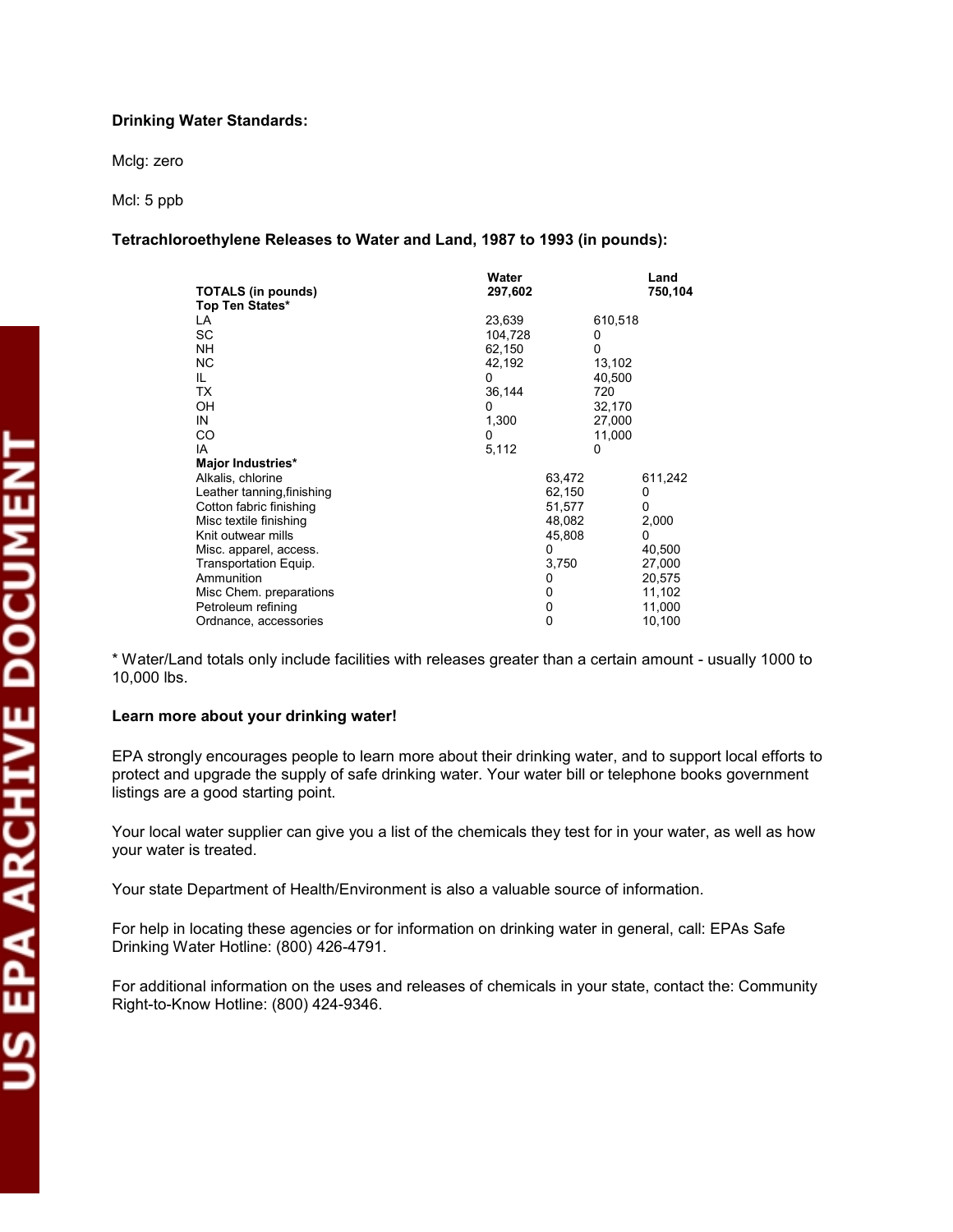**Drinking Water Standards:**

Mclg: zero

Mcl: 5 ppb

**Tetrachloroethylene Releases to Water and Land, 1987 to 1993 (in pounds):**

| | Water | Land |
|---|---|---|
| **TOTALS (in pounds)** | **297,602** | **750,104** |
| **Top Ten States*** | | |
| LA | 23,639 | 610,518 |
| SC | 104,728 | 0 |
| NH | 62,150 | 0 |
| NC | 42,192 | 13,102 |
| IL | 0 | 40,500 |
| TX | 36,144 | 720 |
| OH | 0 | 32,170 |
| IN | 1,300 | 27,000 |
| CO | 0 | 11,000 |
| IA | 5,112 | 0 |
| **Major Industries*** | | |
| Alkalis, chlorine | 63,472 | 611,242 |
| Leather tanning,finishing | 62,150 | 0 |
| Cotton fabric finishing | 51,577 | 0 |
| Misc textile finishing | 48,082 | 2,000 |
| Knit outwear mills | 45,808 | 0 |
| Misc. apparel, access. | 0 | 40,500 |
| Transportation Equip. | 3,750 | 27,000 |
| Ammunition | 0 | 20,575 |
| Misc Chem. preparations | 0 | 11,102 |
| Petroleum refining | 0 | 11,000 |
| Ordnance, accessories | 0 | 10,100 |

* Water/Land totals only include facilities with releases greater than a certain amount - usually 1000 to 10,000 lbs.

**Learn more about your drinking water!**

EPA strongly encourages people to learn more about their drinking water, and to support local efforts to protect and upgrade the supply of safe drinking water. Your water bill or telephone books government listings are a good starting point.

Your local water supplier can give you a list of the chemicals they test for in your water, as well as how your water is treated.

Your state Department of Health/Environment is also a valuable source of information.

For help in locating these agencies or for information on drinking water in general, call: EPAs Safe Drinking Water Hotline: (800) 426-4791.

For additional information on the uses and releases of chemicals in your state, contact the: Community Right-to-Know Hotline: (800) 424-9346.